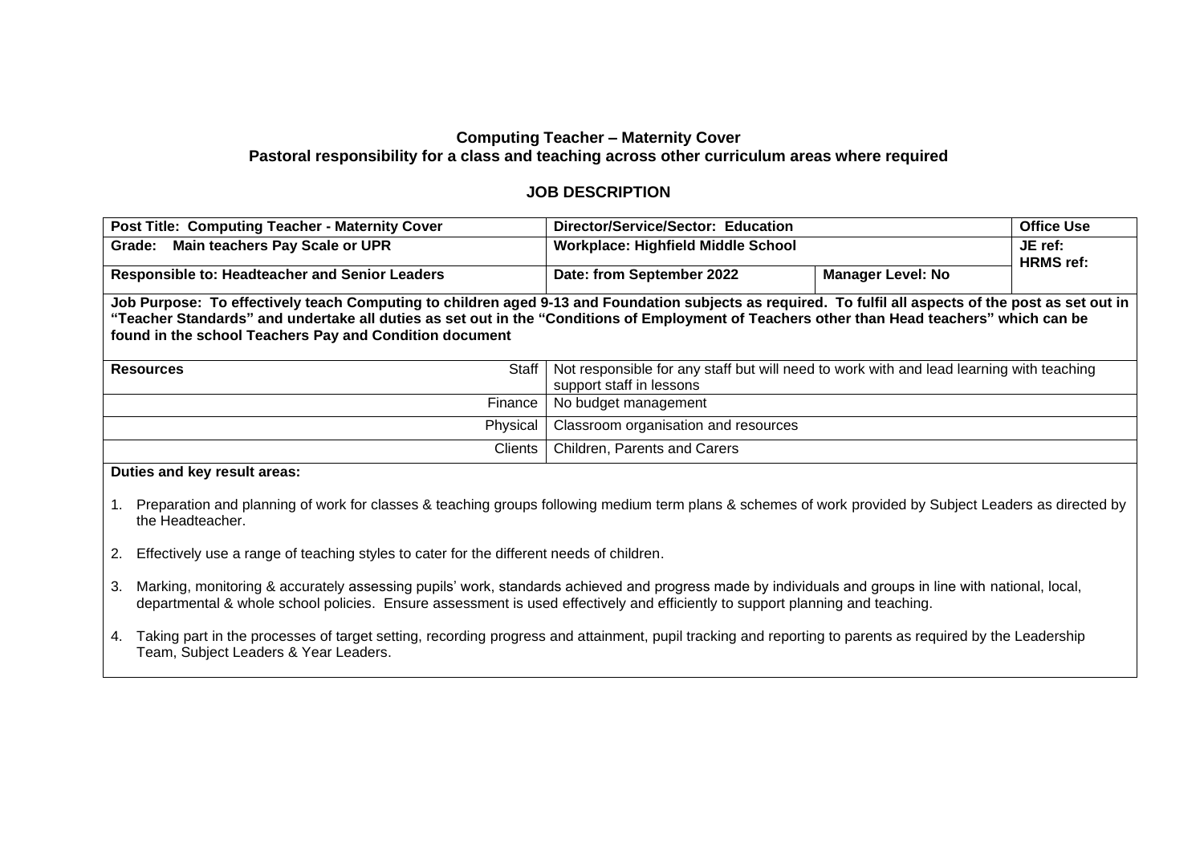**Computing Teacher – Maternity Cover**
**Pastoral responsibility for a class and teaching across other curriculum areas where required**

## JOB DESCRIPTION

| **Post Title: Computing Teacher - Maternity Cover** | **Director/Service/Sector: Education** | | **Office Use** |
|---|---|---|---|
| **Grade: Main teachers Pay Scale or UPR** | **Workplace: Highfield Middle School** | | **JE ref:** **HRMS ref:** |
| **Responsible to: Headteacher and Senior Leaders** | **Date: from September 2022** | **Manager Level: No** | |

**Job Purpose: To effectively teach Computing to children aged 9-13 and Foundation subjects as required. To fulfil all aspects of the post as set out in "Teacher Standards" and undertake all duties as set out in the "Conditions of Employment of Teachers other than Head teachers" which can be found in the school Teachers Pay and Condition document**

| **Resources** | |
|---|---|
| Staff | Not responsible for any staff but will need to work with and lead learning with teaching support staff in lessons |
| Finance | No budget management |
| Physical | Classroom organisation and resources |
| Clients | Children, Parents and Carers |

**Duties and key result areas:**

1. Preparation and planning of work for classes & teaching groups following medium term plans & schemes of work provided by Subject Leaders as directed by the Headteacher.

2. Effectively use a range of teaching styles to cater for the different needs of children.

3. Marking, monitoring & accurately assessing pupils' work, standards achieved and progress made by individuals and groups in line with national, local, departmental & whole school policies. Ensure assessment is used effectively and efficiently to support planning and teaching.

4. Taking part in the processes of target setting, recording progress and attainment, pupil tracking and reporting to parents as required by the Leadership Team, Subject Leaders & Year Leaders.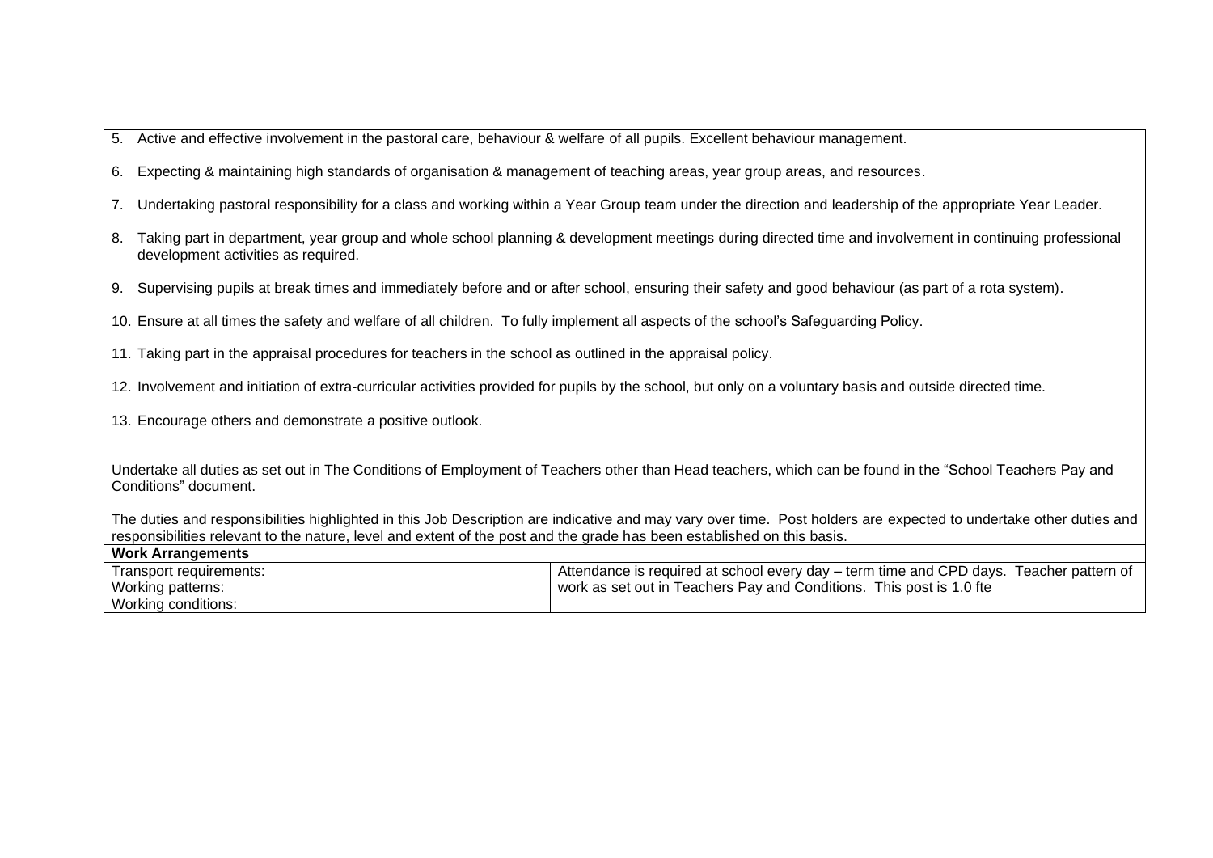5. Active and effective involvement in the pastoral care, behaviour & welfare of all pupils. Excellent behaviour management.

6. Expecting & maintaining high standards of organisation & management of teaching areas, year group areas, and resources.

7. Undertaking pastoral responsibility for a class and working within a Year Group team under the direction and leadership of the appropriate Year Leader.

8. Taking part in department, year group and whole school planning & development meetings during directed time and involvement in continuing professional development activities as required.

9. Supervising pupils at break times and immediately before and or after school, ensuring their safety and good behaviour (as part of a rota system).

10. Ensure at all times the safety and welfare of all children. To fully implement all aspects of the school's Safeguarding Policy.

11. Taking part in the appraisal procedures for teachers in the school as outlined in the appraisal policy.

12. Involvement and initiation of extra-curricular activities provided for pupils by the school, but only on a voluntary basis and outside directed time.

13. Encourage others and demonstrate a positive outlook.

Undertake all duties as set out in The Conditions of Employment of Teachers other than Head teachers, which can be found in the "School Teachers Pay and Conditions" document.

The duties and responsibilities highlighted in this Job Description are indicative and may vary over time. Post holders are expected to undertake other duties and responsibilities relevant to the nature, level and extent of the post and the grade has been established on this basis.

| **Work Arrangements** | |
|---|---|
| Transport requirements:<br>Working patterns:<br>Working conditions: | Attendance is required at school every day – term time and CPD days. Teacher pattern of work as set out in Teachers Pay and Conditions. This post is 1.0 fte |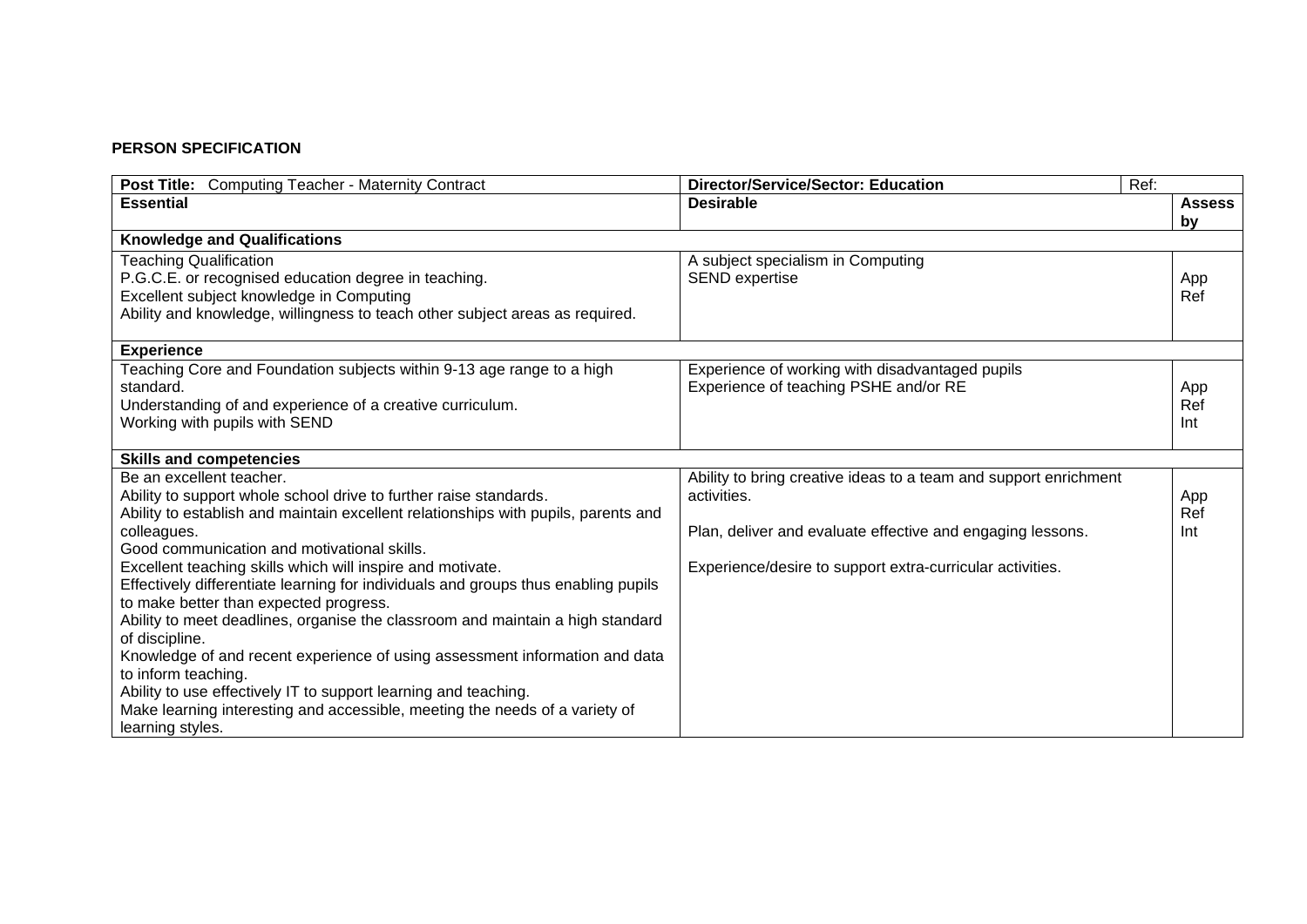**PERSON SPECIFICATION**

| **Post Title:** Computing Teacher - Maternity Contract | **Director/Service/Sector: Education** | Ref: |
|---|---|---|
| **Essential** | **Desirable** | **Assess by** |
| **Knowledge and Qualifications** | | |
| Teaching Qualification<br>P.G.C.E. or recognised education degree in teaching.<br>Excellent subject knowledge in Computing<br>Ability and knowledge, willingness to teach other subject areas as required. | A subject specialism in Computing<br>SEND expertise | App<br>Ref |
| **Experience** | | |
| Teaching Core and Foundation subjects within 9-13 age range to a high standard.<br>Understanding of and experience of a creative curriculum.<br>Working with pupils with SEND | Experience of working with disadvantaged pupils<br>Experience of teaching PSHE and/or RE | App<br>Ref<br>Int |
| **Skills and competencies** | | |
| Be an excellent teacher.<br>Ability to support whole school drive to further raise standards.<br>Ability to establish and maintain excellent relationships with pupils, parents and colleagues.<br>Good communication and motivational skills.<br>Excellent teaching skills which will inspire and motivate.<br>Effectively differentiate learning for individuals and groups thus enabling pupils to make better than expected progress.<br>Ability to meet deadlines, organise the classroom and maintain a high standard of discipline.<br>Knowledge of and recent experience of using assessment information and data to inform teaching.<br>Ability to use effectively IT to support learning and teaching.<br>Make learning interesting and accessible, meeting the needs of a variety of learning styles. | Ability to bring creative ideas to a team and support enrichment activities.<br><br>Plan, deliver and evaluate effective and engaging lessons.<br><br>Experience/desire to support extra-curricular activities. | App<br>Ref<br>Int |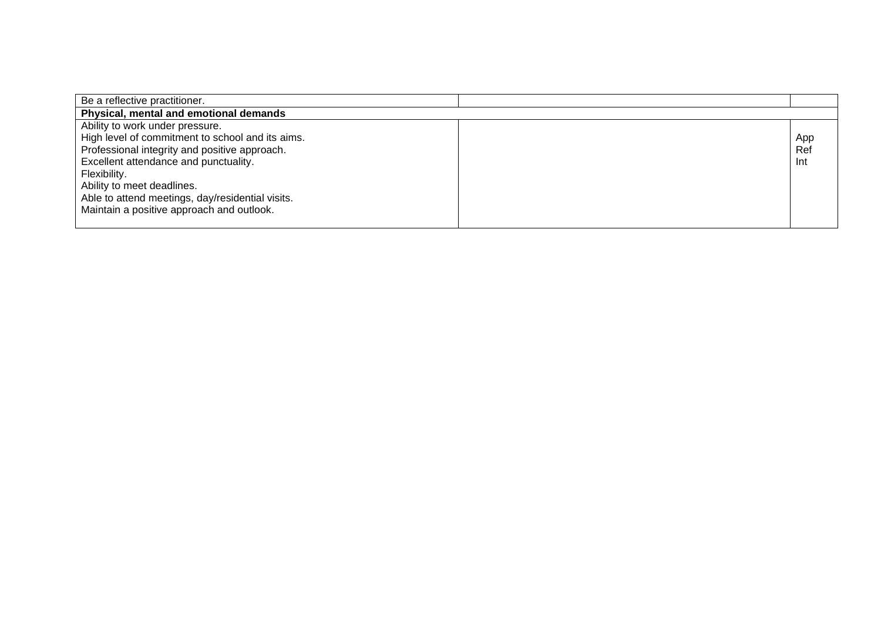| | | |
|---|---|---|
| Be a reflective practitioner. | | |
| **Physical, mental and emotional demands** | | |
| Ability to work under pressure.<br>High level of commitment to school and its aims.<br>Professional integrity and positive approach.<br>Excellent attendance and punctuality.<br>Flexibility.<br>Ability to meet deadlines.<br>Able to attend meetings, day/residential visits.<br>Maintain a positive approach and outlook. | | App<br>Ref<br>Int |